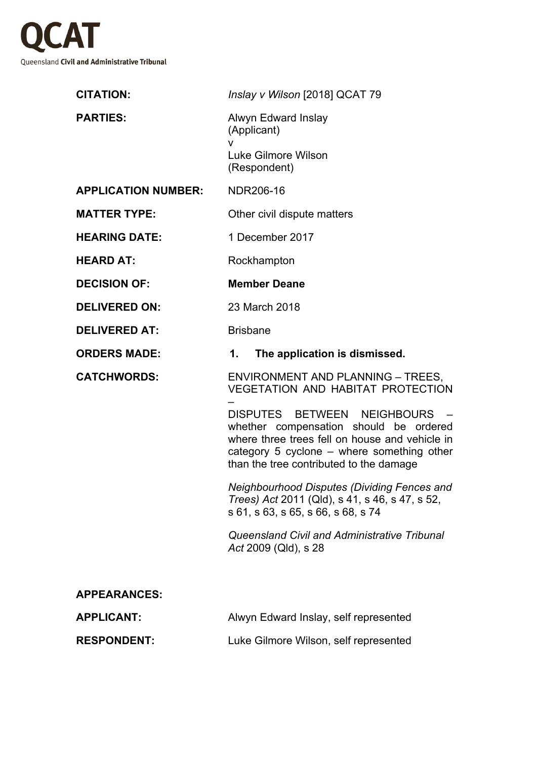# QCAT

Queensland **Civil and Administrative Tribunal**

| | |
|---|---|
| **CITATION:** | *Inslay v Wilson* [2018] QCAT 79 |
| **PARTIES:** | Alwyn Edward Inslay<br>(Applicant)<br>v<br>Luke Gilmore Wilson<br>(Respondent) |
| **APPLICATION NUMBER:** | NDR206-16 |
| **MATTER TYPE:** | Other civil dispute matters |
| **HEARING DATE:** | 1 December 2017 |
| **HEARD AT:** | Rockhampton |
| **DECISION OF:** | **Member Deane** |
| **DELIVERED ON:** | 23 March 2018 |
| **DELIVERED AT:** | Brisbane |
| **ORDERS MADE:** | **1. The application is dismissed.** |
| **CATCHWORDS:** | ENVIRONMENT AND PLANNING – TREES, VEGETATION AND HABITAT PROTECTION – DISPUTES BETWEEN NEIGHBOURS – whether compensation should be ordered where three trees fell on house and vehicle in category 5 cyclone – where something other than the tree contributed to the damage<br><br>*Neighbourhood Disputes (Dividing Fences and Trees) Act* 2011 (Qld), s 41, s 46, s 47, s 52, s 61, s 63, s 65, s 66, s 68, s 74<br><br>*Queensland Civil and Administrative Tribunal Act* 2009 (Qld), s 28 |

**APPEARANCES:**

| | |
|---|---|
| **APPLICANT:** | Alwyn Edward Inslay, self represented |
| **RESPONDENT:** | Luke Gilmore Wilson, self represented |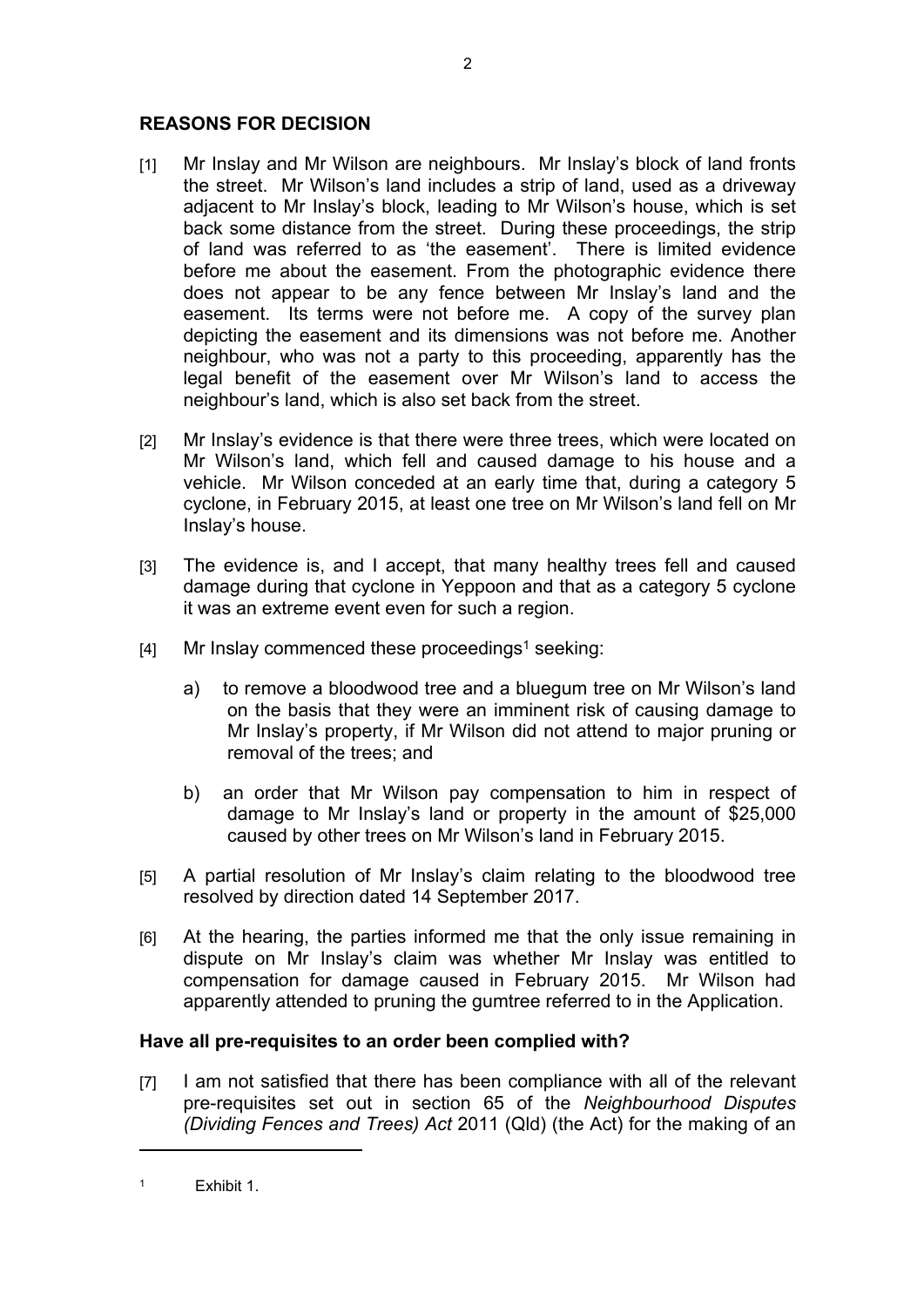## REASONS FOR DECISION

[1] Mr Inslay and Mr Wilson are neighbours. Mr Inslay's block of land fronts the street. Mr Wilson's land includes a strip of land, used as a driveway adjacent to Mr Inslay's block, leading to Mr Wilson's house, which is set back some distance from the street. During these proceedings, the strip of land was referred to as 'the easement'. There is limited evidence before me about the easement. From the photographic evidence there does not appear to be any fence between Mr Inslay's land and the easement. Its terms were not before me. A copy of the survey plan depicting the easement and its dimensions was not before me. Another neighbour, who was not a party to this proceeding, apparently has the legal benefit of the easement over Mr Wilson's land to access the neighbour's land, which is also set back from the street.

[2] Mr Inslay's evidence is that there were three trees, which were located on Mr Wilson's land, which fell and caused damage to his house and a vehicle. Mr Wilson conceded at an early time that, during a category 5 cyclone, in February 2015, at least one tree on Mr Wilson's land fell on Mr Inslay's house.

[3] The evidence is, and I accept, that many healthy trees fell and caused damage during that cyclone in Yeppoon and that as a category 5 cyclone it was an extreme event even for such a region.

[4] Mr Inslay commenced these proceedings[1] seeking:

a) to remove a bloodwood tree and a bluegum tree on Mr Wilson's land on the basis that they were an imminent risk of causing damage to Mr Inslay's property, if Mr Wilson did not attend to major pruning or removal of the trees; and

b) an order that Mr Wilson pay compensation to him in respect of damage to Mr Inslay's land or property in the amount of $25,000 caused by other trees on Mr Wilson's land in February 2015.

[5] A partial resolution of Mr Inslay's claim relating to the bloodwood tree resolved by direction dated 14 September 2017.

[6] At the hearing, the parties informed me that the only issue remaining in dispute on Mr Inslay's claim was whether Mr Inslay was entitled to compensation for damage caused in February 2015. Mr Wilson had apparently attended to pruning the gumtree referred to in the Application.

### Have all pre-requisites to an order been complied with?

[7] I am not satisfied that there has been compliance with all of the relevant pre-requisites set out in section 65 of the *Neighbourhood Disputes (Dividing Fences and Trees) Act* 2011 (Qld) (the Act) for the making of an

---

[1] Exhibit 1.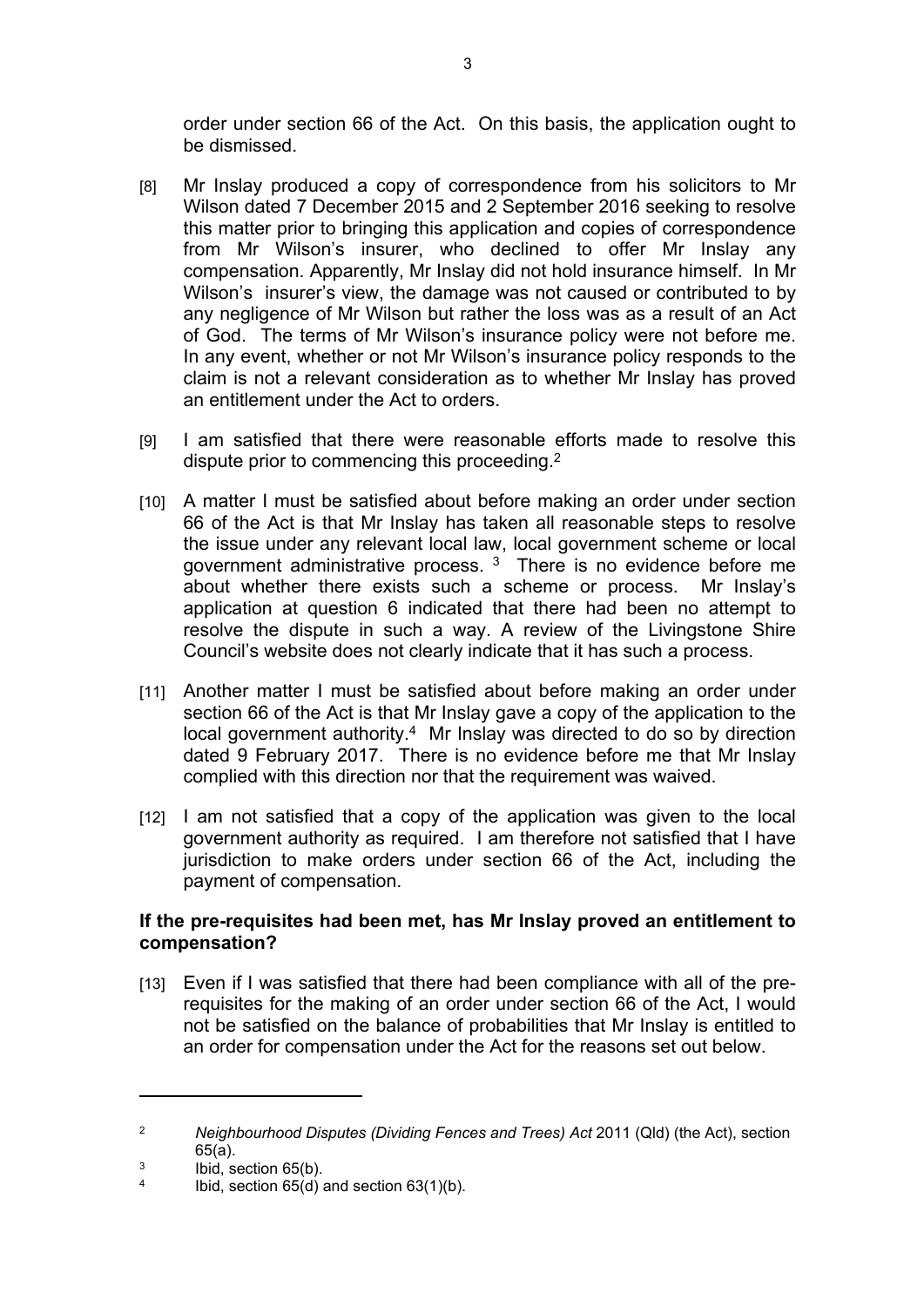order under section 66 of the Act. On this basis, the application ought to be dismissed.

[8] Mr Inslay produced a copy of correspondence from his solicitors to Mr Wilson dated 7 December 2015 and 2 September 2016 seeking to resolve this matter prior to bringing this application and copies of correspondence from Mr Wilson's insurer, who declined to offer Mr Inslay any compensation. Apparently, Mr Inslay did not hold insurance himself. In Mr Wilson's insurer's view, the damage was not caused or contributed to by any negligence of Mr Wilson but rather the loss was as a result of an Act of God. The terms of Mr Wilson's insurance policy were not before me. In any event, whether or not Mr Wilson's insurance policy responds to the claim is not a relevant consideration as to whether Mr Inslay has proved an entitlement under the Act to orders.

[9] I am satisfied that there were reasonable efforts made to resolve this dispute prior to commencing this proceeding.[2]

[10] A matter I must be satisfied about before making an order under section 66 of the Act is that Mr Inslay has taken all reasonable steps to resolve the issue under any relevant local law, local government scheme or local government administrative process.[3] There is no evidence before me about whether there exists such a scheme or process. Mr Inslay's application at question 6 indicated that there had been no attempt to resolve the dispute in such a way. A review of the Livingstone Shire Council's website does not clearly indicate that it has such a process.

[11] Another matter I must be satisfied about before making an order under section 66 of the Act is that Mr Inslay gave a copy of the application to the local government authority.[4] Mr Inslay was directed to do so by direction dated 9 February 2017. There is no evidence before me that Mr Inslay complied with this direction nor that the requirement was waived.

[12] I am not satisfied that a copy of the application was given to the local government authority as required. I am therefore not satisfied that I have jurisdiction to make orders under section 66 of the Act, including the payment of compensation.

### If the pre-requisites had been met, has Mr Inslay proved an entitlement to compensation?

[13] Even if I was satisfied that there had been compliance with all of the pre-requisites for the making of an order under section 66 of the Act, I would not be satisfied on the balance of probabilities that Mr Inslay is entitled to an order for compensation under the Act for the reasons set out below.

---

[2] *Neighbourhood Disputes (Dividing Fences and Trees) Act* 2011 (Qld) (the Act), section 65(a).

[3] Ibid, section 65(b).

[4] Ibid, section 65(d) and section 63(1)(b).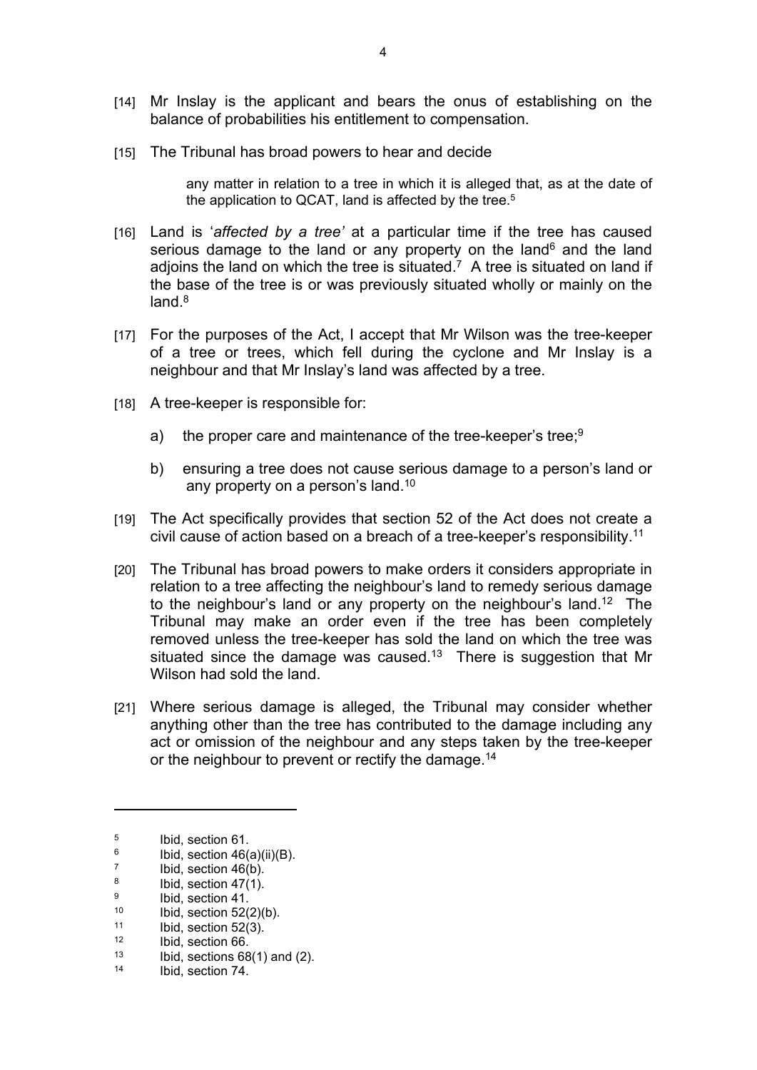[14] Mr Inslay is the applicant and bears the onus of establishing on the balance of probabilities his entitlement to compensation.

[15] The Tribunal has broad powers to hear and decide

> any matter in relation to a tree in which it is alleged that, as at the date of the application to QCAT, land is affected by the tree.[5]

[16] Land is '*affected by a tree'* at a particular time if the tree has caused serious damage to the land or any property on the land[6] and the land adjoins the land on which the tree is situated.[7] A tree is situated on land if the base of the tree is or was previously situated wholly or mainly on the land.[8]

[17] For the purposes of the Act, I accept that Mr Wilson was the tree-keeper of a tree or trees, which fell during the cyclone and Mr Inslay is a neighbour and that Mr Inslay's land was affected by a tree.

[18] A tree-keeper is responsible for:

a) the proper care and maintenance of the tree-keeper's tree;[9]

b) ensuring a tree does not cause serious damage to a person's land or any property on a person's land.[10]

[19] The Act specifically provides that section 52 of the Act does not create a civil cause of action based on a breach of a tree-keeper's responsibility.[11]

[20] The Tribunal has broad powers to make orders it considers appropriate in relation to a tree affecting the neighbour's land to remedy serious damage to the neighbour's land or any property on the neighbour's land.[12] The Tribunal may make an order even if the tree has been completely removed unless the tree-keeper has sold the land on which the tree was situated since the damage was caused.[13] There is suggestion that Mr Wilson had sold the land.

[21] Where serious damage is alleged, the Tribunal may consider whether anything other than the tree has contributed to the damage including any act or omission of the neighbour and any steps taken by the tree-keeper or the neighbour to prevent or rectify the damage.[14]

---

[5] Ibid, section 61.

[6] Ibid, section 46(a)(ii)(B).

[7] Ibid, section 46(b).

[8] Ibid, section 47(1).

[9] Ibid, section 41.

[10] Ibid, section 52(2)(b).

[11] Ibid, section 52(3).

[12] Ibid, section 66.

[13] Ibid, sections 68(1) and (2).

[14] Ibid, section 74.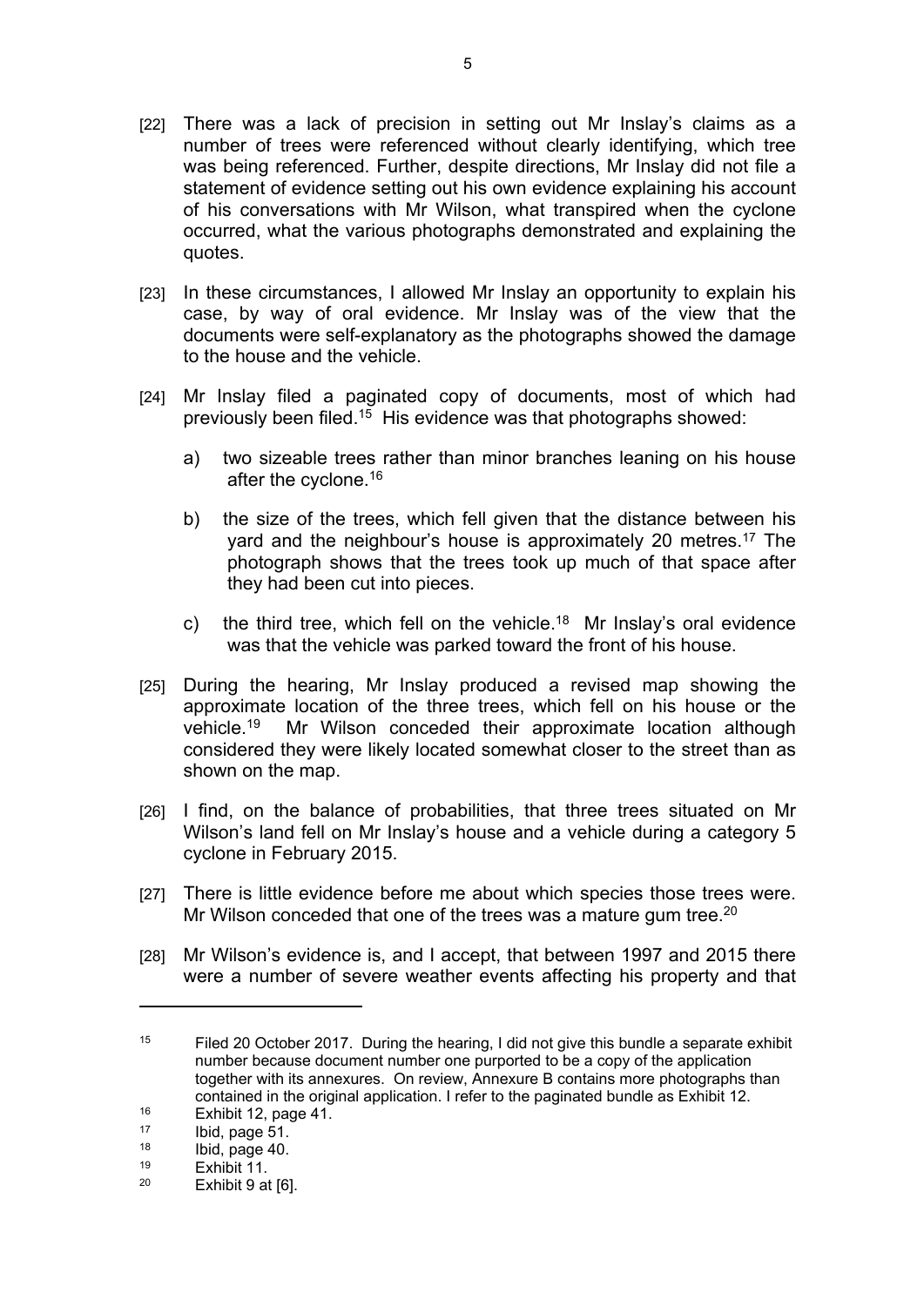[22] There was a lack of precision in setting out Mr Inslay's claims as a number of trees were referenced without clearly identifying, which tree was being referenced. Further, despite directions, Mr Inslay did not file a statement of evidence setting out his own evidence explaining his account of his conversations with Mr Wilson, what transpired when the cyclone occurred, what the various photographs demonstrated and explaining the quotes.

[23] In these circumstances, I allowed Mr Inslay an opportunity to explain his case, by way of oral evidence. Mr Inslay was of the view that the documents were self-explanatory as the photographs showed the damage to the house and the vehicle.

[24] Mr Inslay filed a paginated copy of documents, most of which had previously been filed.[15] His evidence was that photographs showed:

a) two sizeable trees rather than minor branches leaning on his house after the cyclone.[16]

b) the size of the trees, which fell given that the distance between his yard and the neighbour's house is approximately 20 metres.[17] The photograph shows that the trees took up much of that space after they had been cut into pieces.

c) the third tree, which fell on the vehicle.[18] Mr Inslay's oral evidence was that the vehicle was parked toward the front of his house.

[25] During the hearing, Mr Inslay produced a revised map showing the approximate location of the three trees, which fell on his house or the vehicle.[19] Mr Wilson conceded their approximate location although considered they were likely located somewhat closer to the street than as shown on the map.

[26] I find, on the balance of probabilities, that three trees situated on Mr Wilson's land fell on Mr Inslay's house and a vehicle during a category 5 cyclone in February 2015.

[27] There is little evidence before me about which species those trees were. Mr Wilson conceded that one of the trees was a mature gum tree.[20]

[28] Mr Wilson's evidence is, and I accept, that between 1997 and 2015 there were a number of severe weather events affecting his property and that

---

[15] Filed 20 October 2017. During the hearing, I did not give this bundle a separate exhibit number because document number one purported to be a copy of the application together with its annexures. On review, Annexure B contains more photographs than contained in the original application. I refer to the paginated bundle as Exhibit 12.

[16] Exhibit 12, page 41.

[17] Ibid, page 51.

[18] Ibid, page 40.

[19] Exhibit 11.

[20] Exhibit 9 at [6].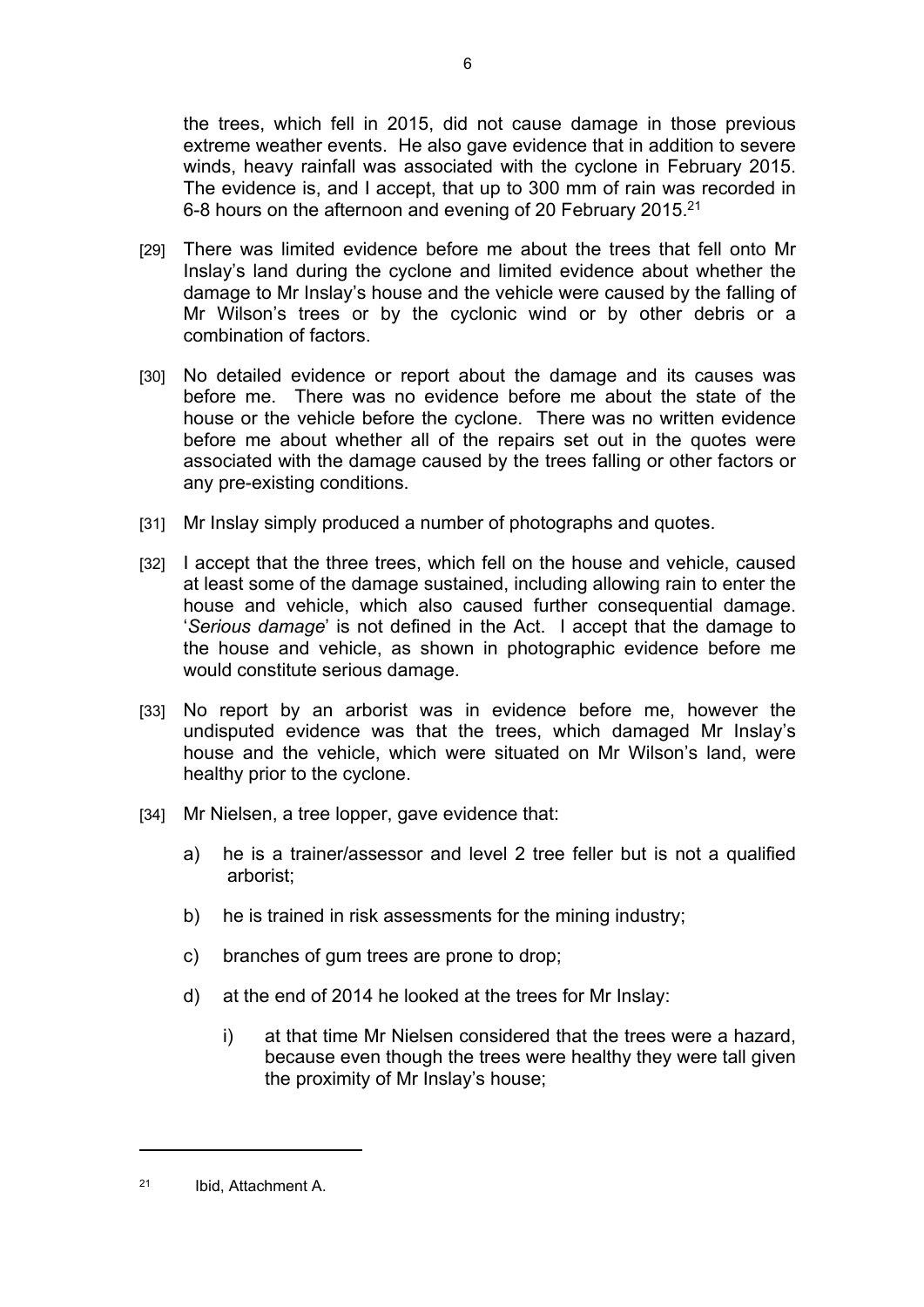the trees, which fell in 2015, did not cause damage in those previous extreme weather events. He also gave evidence that in addition to severe winds, heavy rainfall was associated with the cyclone in February 2015. The evidence is, and I accept, that up to 300 mm of rain was recorded in 6-8 hours on the afternoon and evening of 20 February 2015.[21]

[29] There was limited evidence before me about the trees that fell onto Mr Inslay's land during the cyclone and limited evidence about whether the damage to Mr Inslay's house and the vehicle were caused by the falling of Mr Wilson's trees or by the cyclonic wind or by other debris or a combination of factors.

[30] No detailed evidence or report about the damage and its causes was before me. There was no evidence before me about the state of the house or the vehicle before the cyclone. There was no written evidence before me about whether all of the repairs set out in the quotes were associated with the damage caused by the trees falling or other factors or any pre-existing conditions.

[31] Mr Inslay simply produced a number of photographs and quotes.

[32] I accept that the three trees, which fell on the house and vehicle, caused at least some of the damage sustained, including allowing rain to enter the house and vehicle, which also caused further consequential damage. '*Serious damage*' is not defined in the Act. I accept that the damage to the house and vehicle, as shown in photographic evidence before me would constitute serious damage.

[33] No report by an arborist was in evidence before me, however the undisputed evidence was that the trees, which damaged Mr Inslay's house and the vehicle, which were situated on Mr Wilson's land, were healthy prior to the cyclone.

[34] Mr Nielsen, a tree lopper, gave evidence that:

a) he is a trainer/assessor and level 2 tree feller but is not a qualified arborist;

b) he is trained in risk assessments for the mining industry;

c) branches of gum trees are prone to drop;

d) at the end of 2014 he looked at the trees for Mr Inslay:

   i) at that time Mr Nielsen considered that the trees were a hazard, because even though the trees were healthy they were tall given the proximity of Mr Inslay's house;

---

[21] Ibid, Attachment A.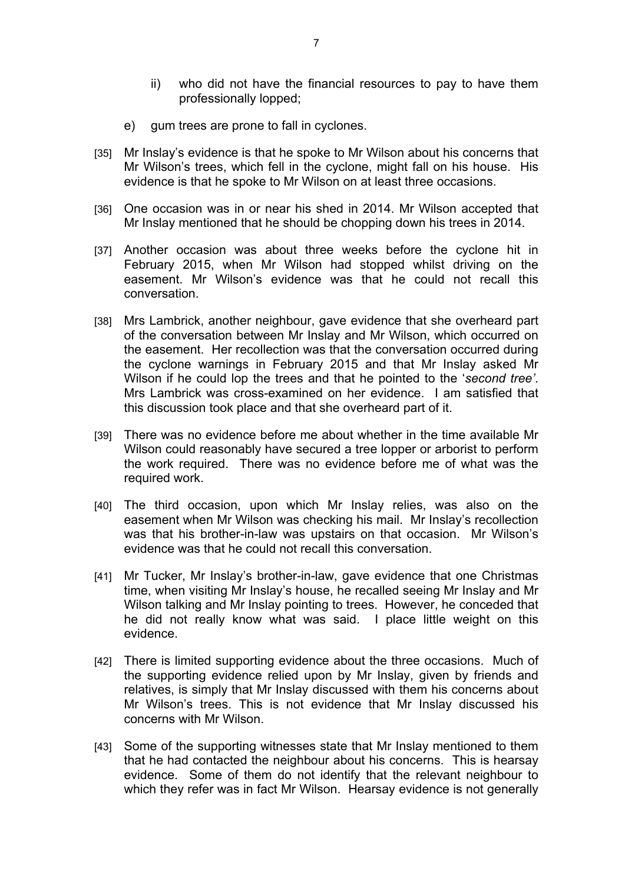ii) who did not have the financial resources to pay to have them professionally lopped;

e) gum trees are prone to fall in cyclones.

[35] Mr Inslay's evidence is that he spoke to Mr Wilson about his concerns that Mr Wilson's trees, which fell in the cyclone, might fall on his house. His evidence is that he spoke to Mr Wilson on at least three occasions.

[36] One occasion was in or near his shed in 2014. Mr Wilson accepted that Mr Inslay mentioned that he should be chopping down his trees in 2014.

[37] Another occasion was about three weeks before the cyclone hit in February 2015, when Mr Wilson had stopped whilst driving on the easement. Mr Wilson's evidence was that he could not recall this conversation.

[38] Mrs Lambrick, another neighbour, gave evidence that she overheard part of the conversation between Mr Inslay and Mr Wilson, which occurred on the easement. Her recollection was that the conversation occurred during the cyclone warnings in February 2015 and that Mr Inslay asked Mr Wilson if he could lop the trees and that he pointed to the '*second tree'*. Mrs Lambrick was cross-examined on her evidence. I am satisfied that this discussion took place and that she overheard part of it.

[39] There was no evidence before me about whether in the time available Mr Wilson could reasonably have secured a tree lopper or arborist to perform the work required. There was no evidence before me of what was the required work.

[40] The third occasion, upon which Mr Inslay relies, was also on the easement when Mr Wilson was checking his mail. Mr Inslay's recollection was that his brother-in-law was upstairs on that occasion. Mr Wilson's evidence was that he could not recall this conversation.

[41] Mr Tucker, Mr Inslay's brother-in-law, gave evidence that one Christmas time, when visiting Mr Inslay's house, he recalled seeing Mr Inslay and Mr Wilson talking and Mr Inslay pointing to trees. However, he conceded that he did not really know what was said. I place little weight on this evidence.

[42] There is limited supporting evidence about the three occasions. Much of the supporting evidence relied upon by Mr Inslay, given by friends and relatives, is simply that Mr Inslay discussed with them his concerns about Mr Wilson's trees. This is not evidence that Mr Inslay discussed his concerns with Mr Wilson.

[43] Some of the supporting witnesses state that Mr Inslay mentioned to them that he had contacted the neighbour about his concerns. This is hearsay evidence. Some of them do not identify that the relevant neighbour to which they refer was in fact Mr Wilson. Hearsay evidence is not generally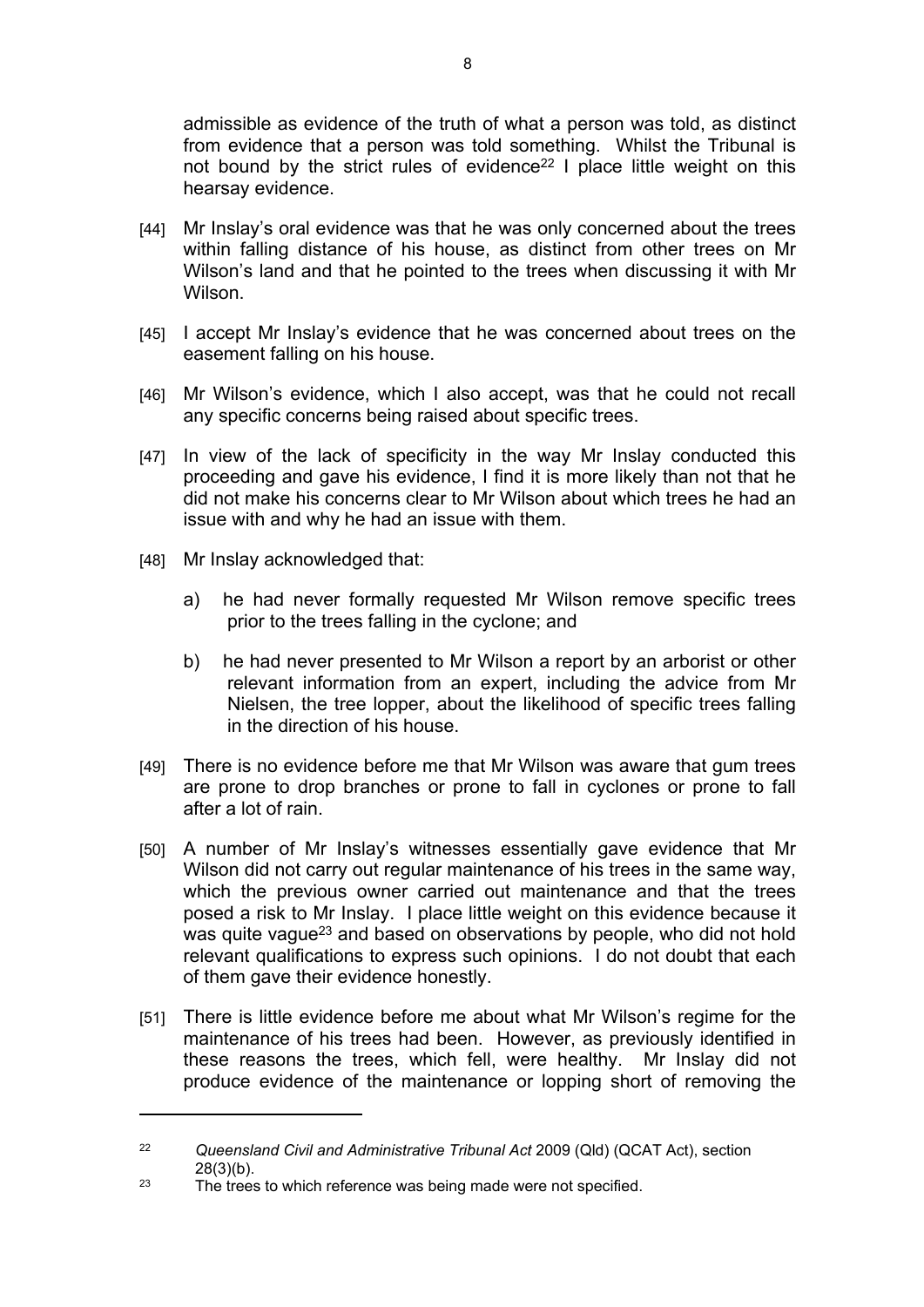admissible as evidence of the truth of what a person was told, as distinct from evidence that a person was told something. Whilst the Tribunal is not bound by the strict rules of evidence[22] I place little weight on this hearsay evidence.

[44] Mr Inslay's oral evidence was that he was only concerned about the trees within falling distance of his house, as distinct from other trees on Mr Wilson's land and that he pointed to the trees when discussing it with Mr Wilson.

[45] I accept Mr Inslay's evidence that he was concerned about trees on the easement falling on his house.

[46] Mr Wilson's evidence, which I also accept, was that he could not recall any specific concerns being raised about specific trees.

[47] In view of the lack of specificity in the way Mr Inslay conducted this proceeding and gave his evidence, I find it is more likely than not that he did not make his concerns clear to Mr Wilson about which trees he had an issue with and why he had an issue with them.

[48] Mr Inslay acknowledged that:

a) he had never formally requested Mr Wilson remove specific trees prior to the trees falling in the cyclone; and

b) he had never presented to Mr Wilson a report by an arborist or other relevant information from an expert, including the advice from Mr Nielsen, the tree lopper, about the likelihood of specific trees falling in the direction of his house.

[49] There is no evidence before me that Mr Wilson was aware that gum trees are prone to drop branches or prone to fall in cyclones or prone to fall after a lot of rain.

[50] A number of Mr Inslay's witnesses essentially gave evidence that Mr Wilson did not carry out regular maintenance of his trees in the same way, which the previous owner carried out maintenance and that the trees posed a risk to Mr Inslay. I place little weight on this evidence because it was quite vague[23] and based on observations by people, who did not hold relevant qualifications to express such opinions. I do not doubt that each of them gave their evidence honestly.

[51] There is little evidence before me about what Mr Wilson's regime for the maintenance of his trees had been. However, as previously identified in these reasons the trees, which fell, were healthy. Mr Inslay did not produce evidence of the maintenance or lopping short of removing the

---

[22] *Queensland Civil and Administrative Tribunal Act* 2009 (Qld) (QCAT Act), section 28(3)(b).

[23] The trees to which reference was being made were not specified.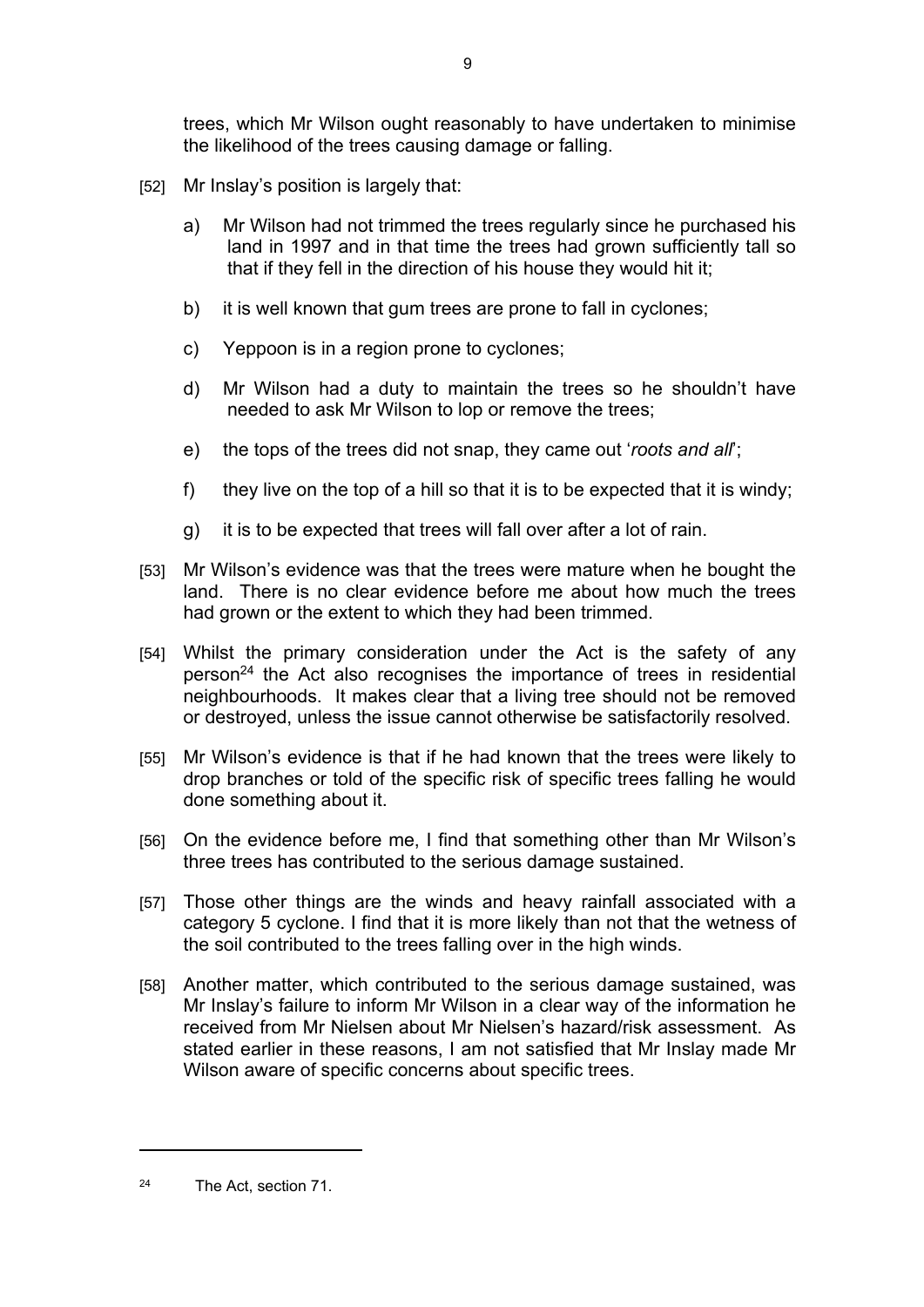trees, which Mr Wilson ought reasonably to have undertaken to minimise the likelihood of the trees causing damage or falling.

[52] Mr Inslay's position is largely that:

a) Mr Wilson had not trimmed the trees regularly since he purchased his land in 1997 and in that time the trees had grown sufficiently tall so that if they fell in the direction of his house they would hit it;

b) it is well known that gum trees are prone to fall in cyclones;

c) Yeppoon is in a region prone to cyclones;

d) Mr Wilson had a duty to maintain the trees so he shouldn't have needed to ask Mr Wilson to lop or remove the trees;

e) the tops of the trees did not snap, they came out '*roots and all*';

f) they live on the top of a hill so that it is to be expected that it is windy;

g) it is to be expected that trees will fall over after a lot of rain.

[53] Mr Wilson's evidence was that the trees were mature when he bought the land. There is no clear evidence before me about how much the trees had grown or the extent to which they had been trimmed.

[54] Whilst the primary consideration under the Act is the safety of any person[24] the Act also recognises the importance of trees in residential neighbourhoods. It makes clear that a living tree should not be removed or destroyed, unless the issue cannot otherwise be satisfactorily resolved.

[55] Mr Wilson's evidence is that if he had known that the trees were likely to drop branches or told of the specific risk of specific trees falling he would done something about it.

[56] On the evidence before me, I find that something other than Mr Wilson's three trees has contributed to the serious damage sustained.

[57] Those other things are the winds and heavy rainfall associated with a category 5 cyclone. I find that it is more likely than not that the wetness of the soil contributed to the trees falling over in the high winds.

[58] Another matter, which contributed to the serious damage sustained, was Mr Inslay's failure to inform Mr Wilson in a clear way of the information he received from Mr Nielsen about Mr Nielsen's hazard/risk assessment. As stated earlier in these reasons, I am not satisfied that Mr Inslay made Mr Wilson aware of specific concerns about specific trees.

---

[24] The Act, section 71.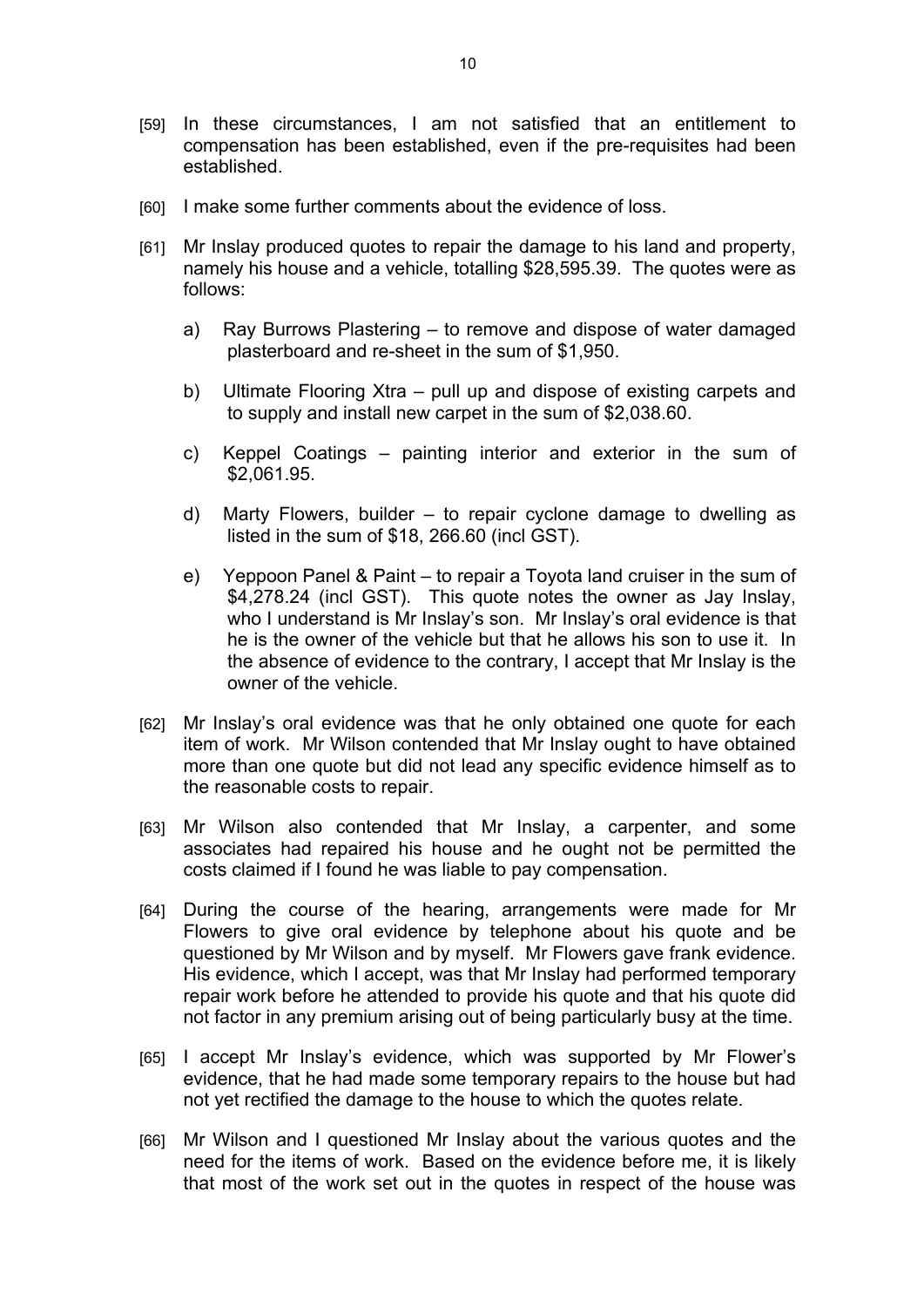[59] In these circumstances, I am not satisfied that an entitlement to compensation has been established, even if the pre-requisites had been established.

[60] I make some further comments about the evidence of loss.

[61] Mr Inslay produced quotes to repair the damage to his land and property, namely his house and a vehicle, totalling $28,595.39. The quotes were as follows:

a) Ray Burrows Plastering – to remove and dispose of water damaged plasterboard and re-sheet in the sum of $1,950.

b) Ultimate Flooring Xtra – pull up and dispose of existing carpets and to supply and install new carpet in the sum of $2,038.60.

c) Keppel Coatings – painting interior and exterior in the sum of $2,061.95.

d) Marty Flowers, builder – to repair cyclone damage to dwelling as listed in the sum of $18, 266.60 (incl GST).

e) Yeppoon Panel & Paint – to repair a Toyota land cruiser in the sum of $4,278.24 (incl GST). This quote notes the owner as Jay Inslay, who I understand is Mr Inslay's son. Mr Inslay's oral evidence is that he is the owner of the vehicle but that he allows his son to use it. In the absence of evidence to the contrary, I accept that Mr Inslay is the owner of the vehicle.

[62] Mr Inslay's oral evidence was that he only obtained one quote for each item of work. Mr Wilson contended that Mr Inslay ought to have obtained more than one quote but did not lead any specific evidence himself as to the reasonable costs to repair.

[63] Mr Wilson also contended that Mr Inslay, a carpenter, and some associates had repaired his house and he ought not be permitted the costs claimed if I found he was liable to pay compensation.

[64] During the course of the hearing, arrangements were made for Mr Flowers to give oral evidence by telephone about his quote and be questioned by Mr Wilson and by myself. Mr Flowers gave frank evidence. His evidence, which I accept, was that Mr Inslay had performed temporary repair work before he attended to provide his quote and that his quote did not factor in any premium arising out of being particularly busy at the time.

[65] I accept Mr Inslay's evidence, which was supported by Mr Flower's evidence, that he had made some temporary repairs to the house but had not yet rectified the damage to the house to which the quotes relate.

[66] Mr Wilson and I questioned Mr Inslay about the various quotes and the need for the items of work. Based on the evidence before me, it is likely that most of the work set out in the quotes in respect of the house was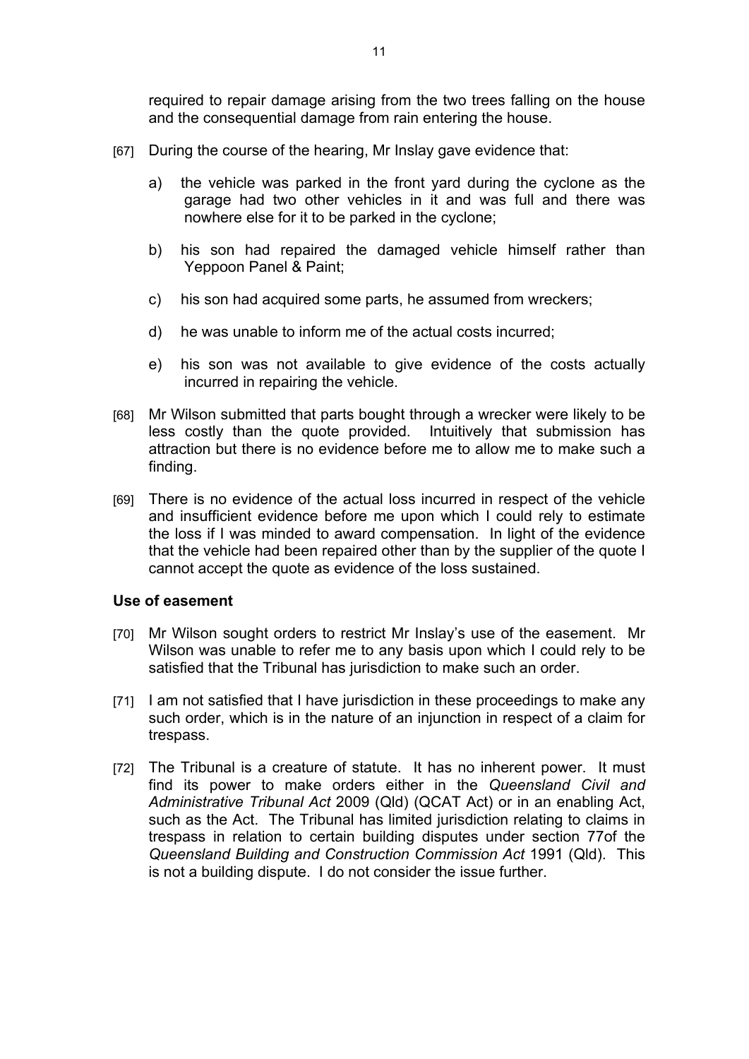required to repair damage arising from the two trees falling on the house and the consequential damage from rain entering the house.

[67] During the course of the hearing, Mr Inslay gave evidence that:

a) the vehicle was parked in the front yard during the cyclone as the garage had two other vehicles in it and was full and there was nowhere else for it to be parked in the cyclone;

b) his son had repaired the damaged vehicle himself rather than Yeppoon Panel & Paint;

c) his son had acquired some parts, he assumed from wreckers;

d) he was unable to inform me of the actual costs incurred;

e) his son was not available to give evidence of the costs actually incurred in repairing the vehicle.

[68] Mr Wilson submitted that parts bought through a wrecker were likely to be less costly than the quote provided. Intuitively that submission has attraction but there is no evidence before me to allow me to make such a finding.

[69] There is no evidence of the actual loss incurred in respect of the vehicle and insufficient evidence before me upon which I could rely to estimate the loss if I was minded to award compensation. In light of the evidence that the vehicle had been repaired other than by the supplier of the quote I cannot accept the quote as evidence of the loss sustained.

**Use of easement**

[70] Mr Wilson sought orders to restrict Mr Inslay's use of the easement. Mr Wilson was unable to refer me to any basis upon which I could rely to be satisfied that the Tribunal has jurisdiction to make such an order.

[71] I am not satisfied that I have jurisdiction in these proceedings to make any such order, which is in the nature of an injunction in respect of a claim for trespass.

[72] The Tribunal is a creature of statute. It has no inherent power. It must find its power to make orders either in the *Queensland Civil and Administrative Tribunal Act* 2009 (Qld) (QCAT Act) or in an enabling Act, such as the Act. The Tribunal has limited jurisdiction relating to claims in trespass in relation to certain building disputes under section 77of the *Queensland Building and Construction Commission Act* 1991 (Qld). This is not a building dispute. I do not consider the issue further.